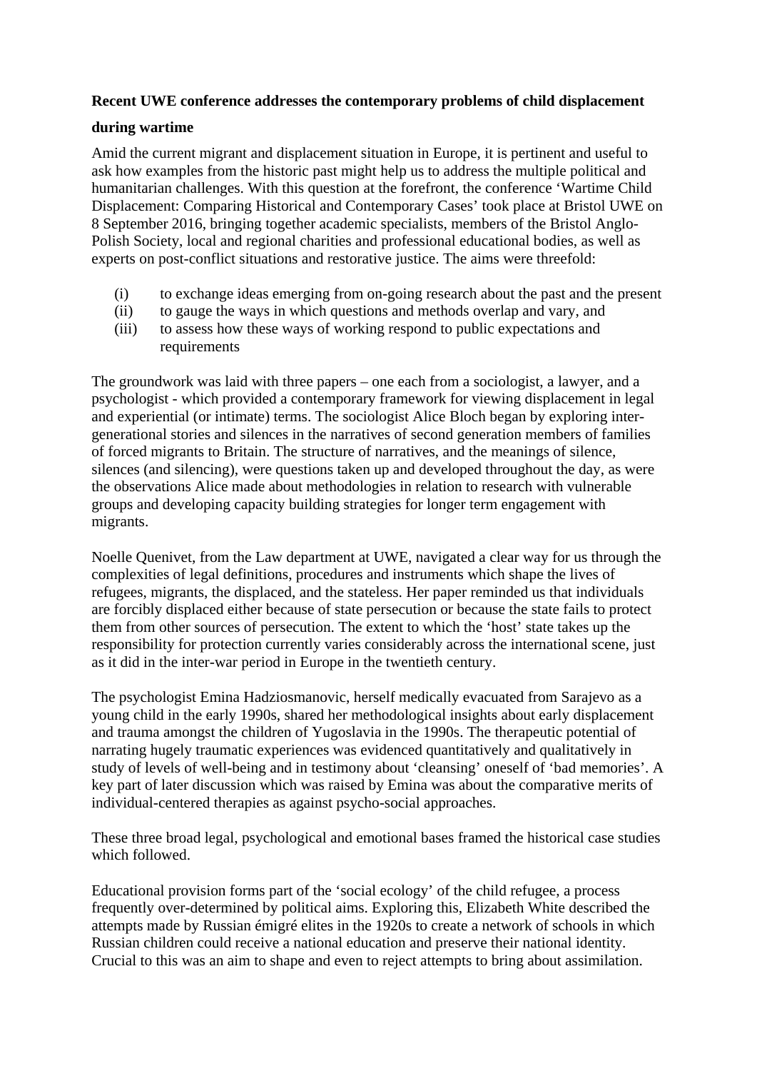**Recent UWE conference addresses the contemporary problems of child displacement during wartime**

Amid the current migrant and displacement situation in Europe, it is pertinent and useful to ask how examples from the historic past might help us to address the multiple political and humanitarian challenges. With this question at the forefront, the conference 'Wartime Child Displacement: Comparing Historical and Contemporary Cases' took place at Bristol UWE on 8 September 2016, bringing together academic specialists, members of the Bristol Anglo-Polish Society, local and regional charities and professional educational bodies, as well as experts on post-conflict situations and restorative justice. The aims were threefold:

(i) to exchange ideas emerging from on-going research about the past and the present
(ii) to gauge the ways in which questions and methods overlap and vary, and
(iii) to assess how these ways of working respond to public expectations and requirements

The groundwork was laid with three papers – one each from a sociologist, a lawyer, and a psychologist - which provided a contemporary framework for viewing displacement in legal and experiential (or intimate) terms. The sociologist Alice Bloch began by exploring inter-generational stories and silences in the narratives of second generation members of families of forced migrants to Britain. The structure of narratives, and the meanings of silence, silences (and silencing), were questions taken up and developed throughout the day, as were the observations Alice made about methodologies in relation to research with vulnerable groups and developing capacity building strategies for longer term engagement with migrants.

Noelle Quenivet, from the Law department at UWE, navigated a clear way for us through the complexities of legal definitions, procedures and instruments which shape the lives of refugees, migrants, the displaced, and the stateless. Her paper reminded us that individuals are forcibly displaced either because of state persecution or because the state fails to protect them from other sources of persecution. The extent to which the 'host' state takes up the responsibility for protection currently varies considerably across the international scene, just as it did in the inter-war period in Europe in the twentieth century.

The psychologist Emina Hadziosmanovic, herself medically evacuated from Sarajevo as a young child in the early 1990s, shared her methodological insights about early displacement and trauma amongst the children of Yugoslavia in the 1990s. The therapeutic potential of narrating hugely traumatic experiences was evidenced quantitatively and qualitatively in study of levels of well-being and in testimony about 'cleansing' oneself of 'bad memories'. A key part of later discussion which was raised by Emina was about the comparative merits of individual-centered therapies as against psycho-social approaches.

These three broad legal, psychological and emotional bases framed the historical case studies which followed.

Educational provision forms part of the 'social ecology' of the child refugee, a process frequently over-determined by political aims. Exploring this, Elizabeth White described the attempts made by Russian émigré elites in the 1920s to create a network of schools in which Russian children could receive a national education and preserve their national identity. Crucial to this was an aim to shape and even to reject attempts to bring about assimilation.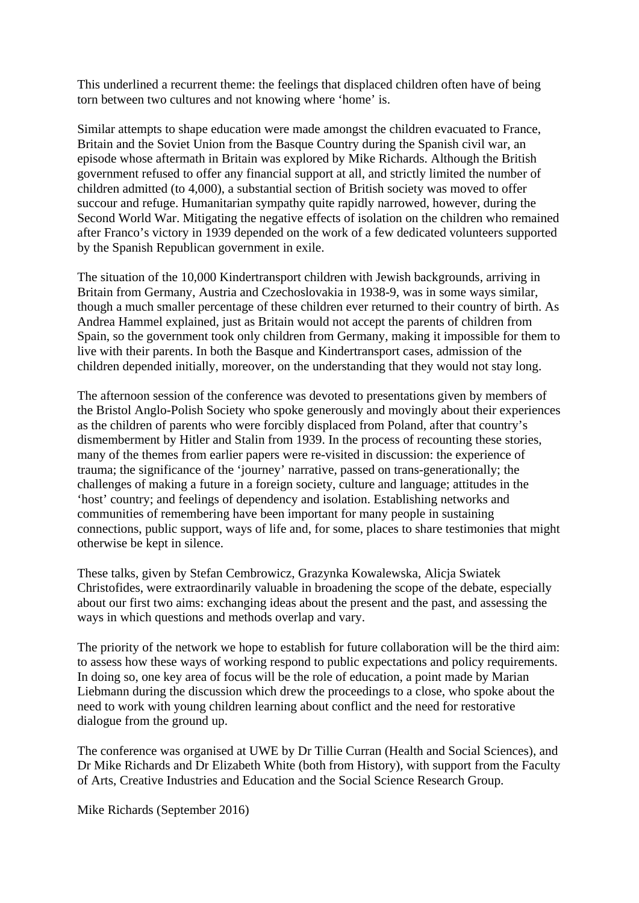This underlined a recurrent theme: the feelings that displaced children often have of being torn between two cultures and not knowing where 'home' is.

Similar attempts to shape education were made amongst the children evacuated to France, Britain and the Soviet Union from the Basque Country during the Spanish civil war, an episode whose aftermath in Britain was explored by Mike Richards. Although the British government refused to offer any financial support at all, and strictly limited the number of children admitted (to 4,000), a substantial section of British society was moved to offer succour and refuge. Humanitarian sympathy quite rapidly narrowed, however, during the Second World War. Mitigating the negative effects of isolation on the children who remained after Franco's victory in 1939 depended on the work of a few dedicated volunteers supported by the Spanish Republican government in exile.

The situation of the 10,000 Kindertransport children with Jewish backgrounds, arriving in Britain from Germany, Austria and Czechoslovakia in 1938-9, was in some ways similar, though a much smaller percentage of these children ever returned to their country of birth. As Andrea Hammel explained, just as Britain would not accept the parents of children from Spain, so the government took only children from Germany, making it impossible for them to live with their parents. In both the Basque and Kindertransport cases, admission of the children depended initially, moreover, on the understanding that they would not stay long.

The afternoon session of the conference was devoted to presentations given by members of the Bristol Anglo-Polish Society who spoke generously and movingly about their experiences as the children of parents who were forcibly displaced from Poland, after that country's dismemberment by Hitler and Stalin from 1939. In the process of recounting these stories, many of the themes from earlier papers were re-visited in discussion: the experience of trauma; the significance of the 'journey' narrative, passed on trans-generationally; the challenges of making a future in a foreign society, culture and language; attitudes in the 'host' country; and feelings of dependency and isolation. Establishing networks and communities of remembering have been important for many people in sustaining connections, public support, ways of life and, for some, places to share testimonies that might otherwise be kept in silence.

These talks, given by Stefan Cembrowicz, Grazynka Kowalewska, Alicja Swiatek Christofides, were extraordinarily valuable in broadening the scope of the debate, especially about our first two aims: exchanging ideas about the present and the past, and assessing the ways in which questions and methods overlap and vary.

The priority of the network we hope to establish for future collaboration will be the third aim: to assess how these ways of working respond to public expectations and policy requirements. In doing so, one key area of focus will be the role of education, a point made by Marian Liebmann during the discussion which drew the proceedings to a close, who spoke about the need to work with young children learning about conflict and the need for restorative dialogue from the ground up.

The conference was organised at UWE by Dr Tillie Curran (Health and Social Sciences), and Dr Mike Richards and Dr Elizabeth White (both from History), with support from the Faculty of Arts, Creative Industries and Education and the Social Science Research Group.

Mike Richards (September 2016)